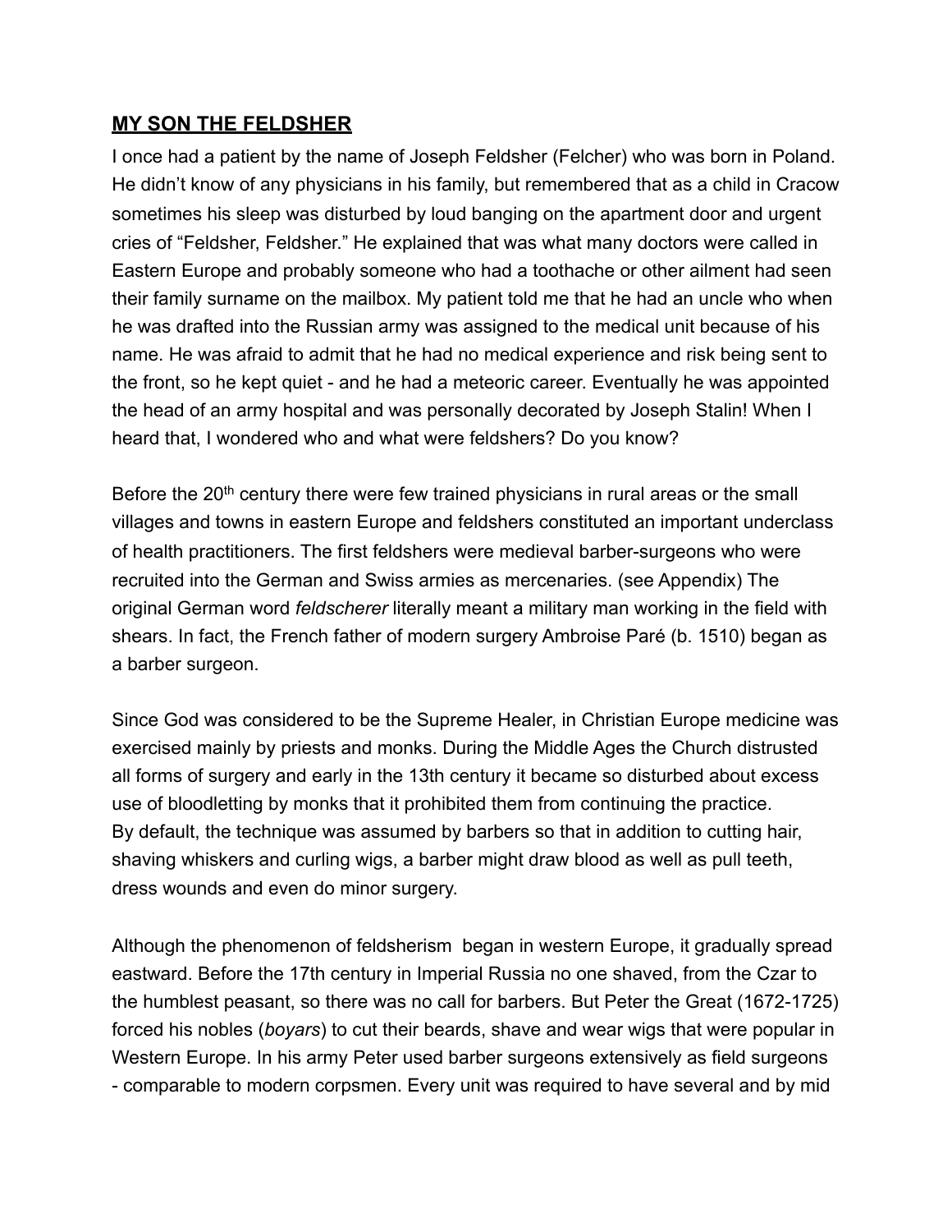## **MY SON THE FELDSHER**

I once had a patient by the name of Joseph Feldsher (Felcher) who was born in Poland. He didn't know of any physicians in his family, but remembered that as a child in Cracow sometimes his sleep was disturbed by loud banging on the apartment door and urgent cries of "Feldsher, Feldsher." He explained that was what many doctors were called in Eastern Europe and probably someone who had a toothache or other ailment had seen their family surname on the mailbox. My patient told me that he had an uncle who when he was drafted into the Russian army was assigned to the medical unit because of his name. He was afraid to admit that he had no medical experience and risk being sent to the front, so he kept quiet - and he had a meteoric career. Eventually he was appointed the head of an army hospital and was personally decorated by Joseph Stalin! When I heard that, I wondered who and what were feldshers? Do you know?

Before the 20th century there were few trained physicians in rural areas or the small villages and towns in eastern Europe and feldshers constituted an important underclass of health practitioners. The first feldshers were medieval barber-surgeons who were recruited into the German and Swiss armies as mercenaries. (see Appendix) The original German word *feldscherer* literally meant a military man working in the field with shears. In fact, the French father of modern surgery Ambroise Paré (b. 1510) began as a barber surgeon.

Since God was considered to be the Supreme Healer, in Christian Europe medicine was exercised mainly by priests and monks. During the Middle Ages the Church distrusted all forms of surgery and early in the 13th century it became so disturbed about excess use of bloodletting by monks that it prohibited them from continuing the practice. By default, the technique was assumed by barbers so that in addition to cutting hair, shaving whiskers and curling wigs, a barber might draw blood as well as pull teeth, dress wounds and even do minor surgery.

Although the phenomenon of feldsherism began in western Europe, it gradually spread eastward. Before the 17th century in Imperial Russia no one shaved, from the Czar to the humblest peasant, so there was no call for barbers. But Peter the Great (1672-1725) forced his nobles (*boyars*) to cut their beards, shave and wear wigs that were popular in Western Europe. In his army Peter used barber surgeons extensively as field surgeons - comparable to modern corpsmen. Every unit was required to have several and by mid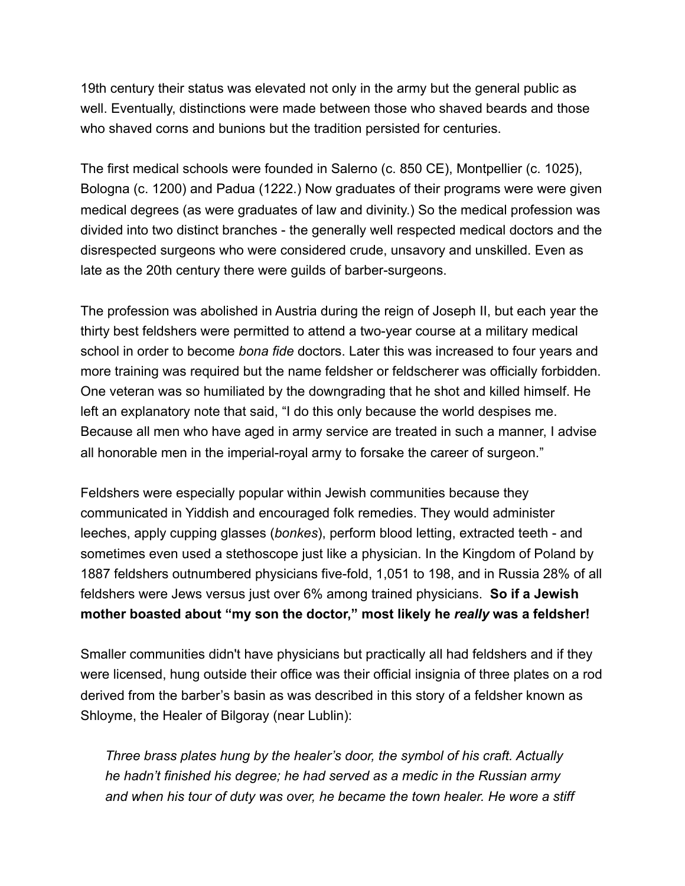19th century their status was elevated not only in the army but the general public as well. Eventually, distinctions were made between those who shaved beards and those who shaved corns and bunions but the tradition persisted for centuries.

The first medical schools were founded in Salerno (c. 850 CE), Montpellier (c. 1025), Bologna (c. 1200) and Padua (1222.) Now graduates of their programs were were given medical degrees (as were graduates of law and divinity.) So the medical profession was divided into two distinct branches - the generally well respected medical doctors and the disrespected surgeons who were considered crude, unsavory and unskilled. Even as late as the 20th century there were guilds of barber-surgeons.

The profession was abolished in Austria during the reign of Joseph II, but each year the thirty best feldshers were permitted to attend a two-year course at a military medical school in order to become *bona fide* doctors. Later this was increased to four years and more training was required but the name feldsher or feldscherer was officially forbidden. One veteran was so humiliated by the downgrading that he shot and killed himself. He left an explanatory note that said, "I do this only because the world despises me. Because all men who have aged in army service are treated in such a manner, I advise all honorable men in the imperial-royal army to forsake the career of surgeon."

Feldshers were especially popular within Jewish communities because they communicated in Yiddish and encouraged folk remedies. They would administer leeches, apply cupping glasses (*bonkes*), perform blood letting, extracted teeth - and sometimes even used a stethoscope just like a physician. In the Kingdom of Poland by 1887 feldshers outnumbered physicians five-fold, 1,051 to 198, and in Russia 28% of all feldshers were Jews versus just over 6% among trained physicians. **So if a Jewish mother boasted about "my son the doctor," most likely he *really* was a feldsher!**

Smaller communities didn't have physicians but practically all had feldshers and if they were licensed, hung outside their office was their official insignia of three plates on a rod derived from the barber's basin as was described in this story of a feldsher known as Shloyme, the Healer of Bilgoray (near Lublin):

> *Three brass plates hung by the healer's door, the symbol of his craft. Actually he hadn't finished his degree; he had served as a medic in the Russian army and when his tour of duty was over, he became the town healer. He wore a stiff*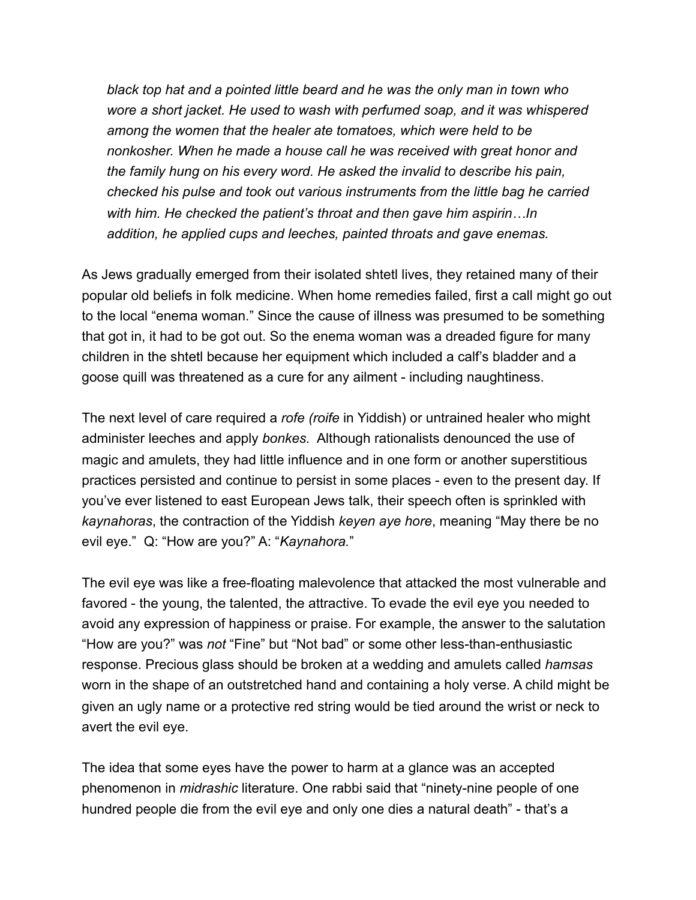*black top hat and a pointed little beard and he was the only man in town who wore a short jacket. He used to wash with perfumed soap, and it was whispered among the women that the healer ate tomatoes, which were held to be nonkosher. When he made a house call he was received with great honor and the family hung on his every word. He asked the invalid to describe his pain, checked his pulse and took out various instruments from the little bag he carried with him. He checked the patient's throat and then gave him aspirin…In addition, he applied cups and leeches, painted throats and gave enemas.*

As Jews gradually emerged from their isolated shtetl lives, they retained many of their popular old beliefs in folk medicine. When home remedies failed, first a call might go out to the local "enema woman." Since the cause of illness was presumed to be something that got in, it had to be got out. So the enema woman was a dreaded figure for many children in the shtetl because her equipment which included a calf's bladder and a goose quill was threatened as a cure for any ailment - including naughtiness.

The next level of care required a *rofe (roife* in Yiddish) or untrained healer who might administer leeches and apply *bonkes.* Although rationalists denounced the use of magic and amulets, they had little influence and in one form or another superstitious practices persisted and continue to persist in some places - even to the present day. If you've ever listened to east European Jews talk, their speech often is sprinkled with *kaynahoras*, the contraction of the Yiddish *keyen aye hore*, meaning "May there be no evil eye." Q: "How are you?" A: "*Kaynahora.*"

The evil eye was like a free-floating malevolence that attacked the most vulnerable and favored - the young, the talented, the attractive. To evade the evil eye you needed to avoid any expression of happiness or praise. For example, the answer to the salutation "How are you?" was *not* "Fine" but "Not bad" or some other less-than-enthusiastic response. Precious glass should be broken at a wedding and amulets called *hamsas* worn in the shape of an outstretched hand and containing a holy verse. A child might be given an ugly name or a protective red string would be tied around the wrist or neck to avert the evil eye.

The idea that some eyes have the power to harm at a glance was an accepted phenomenon in *midrashic* literature. One rabbi said that "ninety-nine people of one hundred people die from the evil eye and only one dies a natural death" - that's a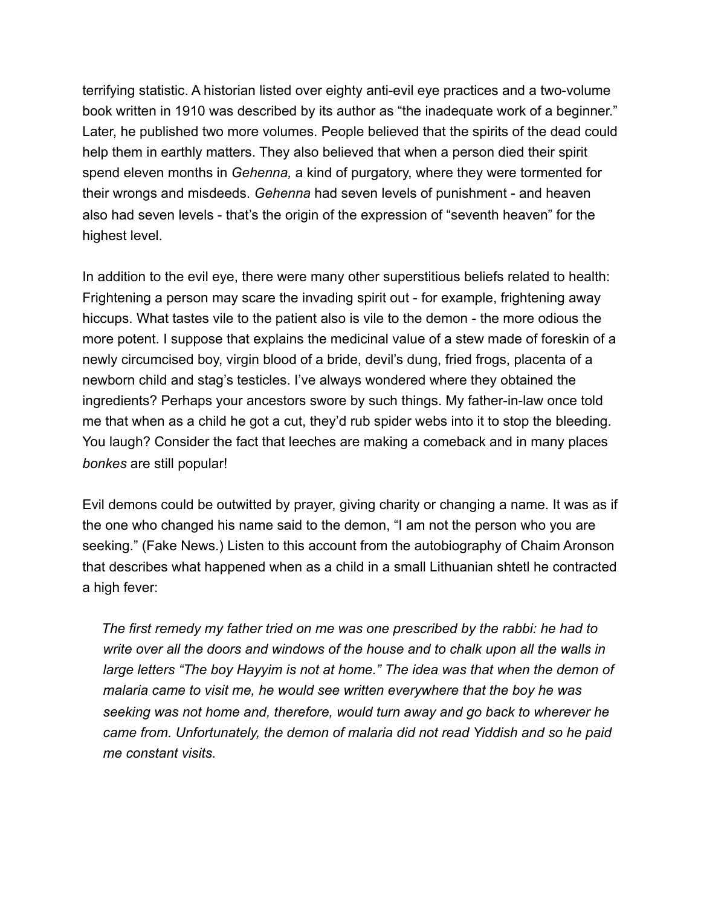terrifying statistic. A historian listed over eighty anti-evil eye practices and a two-volume book written in 1910 was described by its author as "the inadequate work of a beginner." Later, he published two more volumes. People believed that the spirits of the dead could help them in earthly matters. They also believed that when a person died their spirit spend eleven months in *Gehenna,* a kind of purgatory, where they were tormented for their wrongs and misdeeds. *Gehenna* had seven levels of punishment - and heaven also had seven levels - that's the origin of the expression of "seventh heaven" for the highest level.

In addition to the evil eye, there were many other superstitious beliefs related to health: Frightening a person may scare the invading spirit out - for example, frightening away hiccups. What tastes vile to the patient also is vile to the demon - the more odious the more potent. I suppose that explains the medicinal value of a stew made of foreskin of a newly circumcised boy, virgin blood of a bride, devil's dung, fried frogs, placenta of a newborn child and stag's testicles. I've always wondered where they obtained the ingredients? Perhaps your ancestors swore by such things. My father-in-law once told me that when as a child he got a cut, they'd rub spider webs into it to stop the bleeding. You laugh? Consider the fact that leeches are making a comeback and in many places *bonkes* are still popular!

Evil demons could be outwitted by prayer, giving charity or changing a name. It was as if the one who changed his name said to the demon, "I am not the person who you are seeking." (Fake News.) Listen to this account from the autobiography of Chaim Aronson that describes what happened when as a child in a small Lithuanian shtetl he contracted a high fever:

> *The first remedy my father tried on me was one prescribed by the rabbi: he had to write over all the doors and windows of the house and to chalk upon all the walls in large letters "The boy Hayyim is not at home." The idea was that when the demon of malaria came to visit me, he would see written everywhere that the boy he was seeking was not home and, therefore, would turn away and go back to wherever he came from. Unfortunately, the demon of malaria did not read Yiddish and so he paid me constant visits.*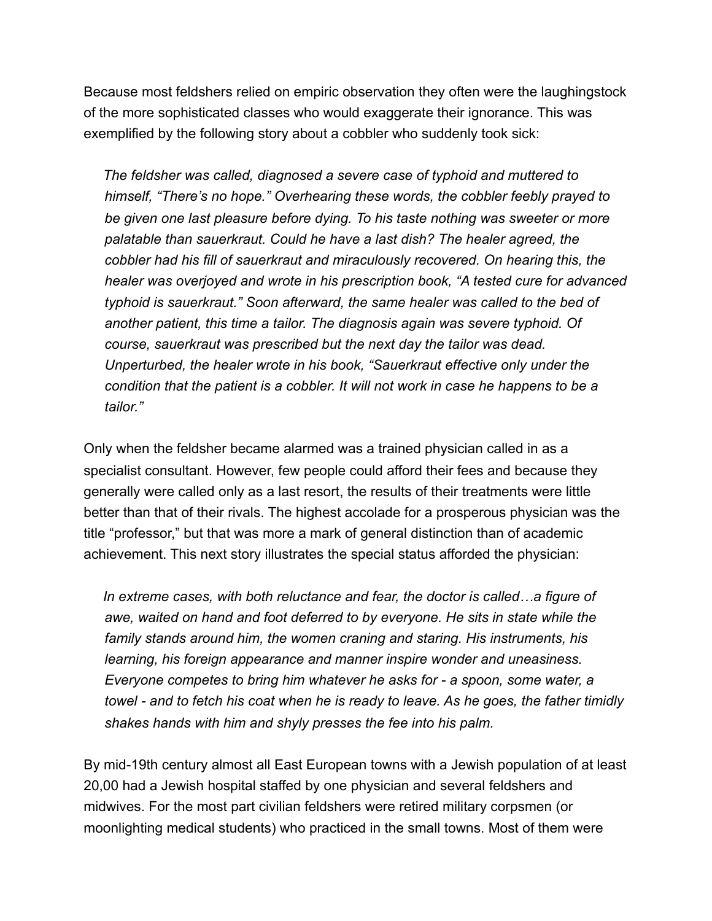Because most feldshers relied on empiric observation they often were the laughingstock of the more sophisticated classes who would exaggerate their ignorance. This was exemplified by the following story about a cobbler who suddenly took sick:

> *The feldsher was called, diagnosed a severe case of typhoid and muttered to himself, "There's no hope." Overhearing these words, the cobbler feebly prayed to be given one last pleasure before dying. To his taste nothing was sweeter or more palatable than sauerkraut. Could he have a last dish? The healer agreed, the cobbler had his fill of sauerkraut and miraculously recovered. On hearing this, the healer was overjoyed and wrote in his prescription book, "A tested cure for advanced typhoid is sauerkraut." Soon afterward, the same healer was called to the bed of another patient, this time a tailor. The diagnosis again was severe typhoid. Of course, sauerkraut was prescribed but the next day the tailor was dead. Unperturbed, the healer wrote in his book, "Sauerkraut effective only under the condition that the patient is a cobbler. It will not work in case he happens to be a tailor."*

Only when the feldsher became alarmed was a trained physician called in as a specialist consultant. However, few people could afford their fees and because they generally were called only as a last resort, the results of their treatments were little better than that of their rivals. The highest accolade for a prosperous physician was the title "professor," but that was more a mark of general distinction than of academic achievement. This next story illustrates the special status afforded the physician:

> *In extreme cases, with both reluctance and fear, the doctor is called…a figure of awe, waited on hand and foot deferred to by everyone. He sits in state while the family stands around him, the women craning and staring. His instruments, his learning, his foreign appearance and manner inspire wonder and uneasiness. Everyone competes to bring him whatever he asks for - a spoon, some water, a towel - and to fetch his coat when he is ready to leave. As he goes, the father timidly shakes hands with him and shyly presses the fee into his palm.*

By mid-19th century almost all East European towns with a Jewish population of at least 20,00 had a Jewish hospital staffed by one physician and several feldshers and midwives. For the most part civilian feldshers were retired military corpsmen (or moonlighting medical students) who practiced in the small towns. Most of them were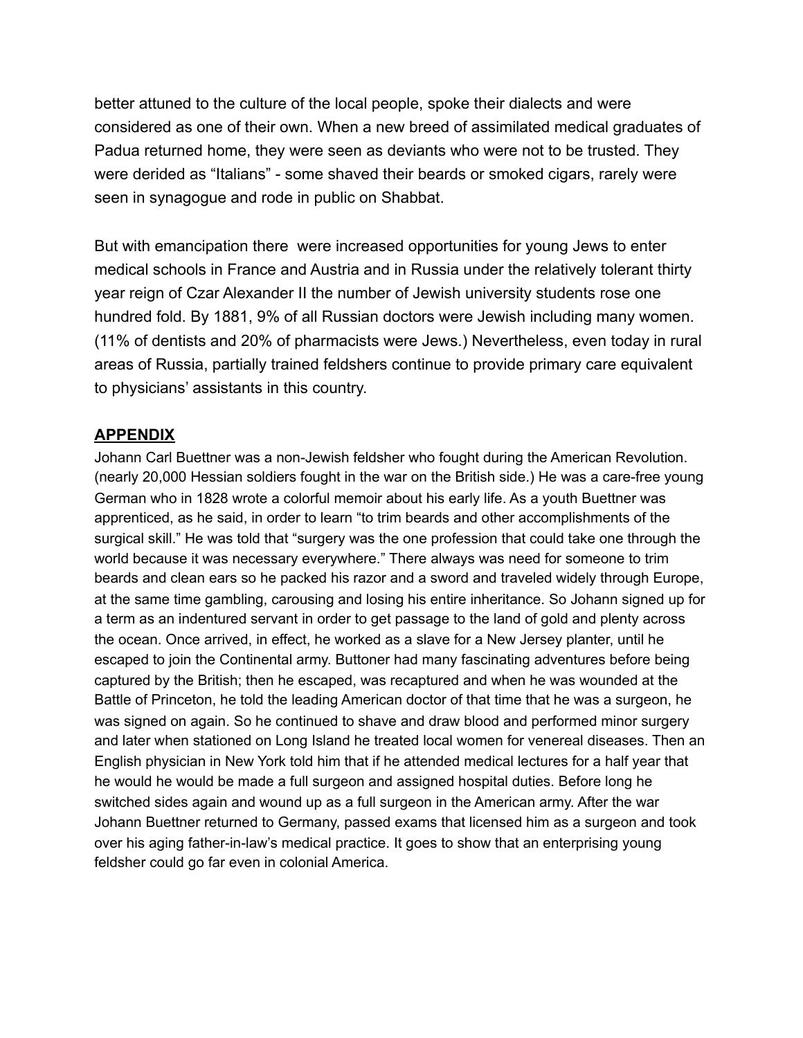better attuned to the culture of the local people, spoke their dialects and were considered as one of their own. When a new breed of assimilated medical graduates of Padua returned home, they were seen as deviants who were not to be trusted. They were derided as "Italians" - some shaved their beards or smoked cigars, rarely were seen in synagogue and rode in public on Shabbat.

But with emancipation there were increased opportunities for young Jews to enter medical schools in France and Austria and in Russia under the relatively tolerant thirty year reign of Czar Alexander II the number of Jewish university students rose one hundred fold. By 1881, 9% of all Russian doctors were Jewish including many women. (11% of dentists and 20% of pharmacists were Jews.) Nevertheless, even today in rural areas of Russia, partially trained feldshers continue to provide primary care equivalent to physicians' assistants in this country.

## APPENDIX

Johann Carl Buettner was a non-Jewish feldsher who fought during the American Revolution. (nearly 20,000 Hessian soldiers fought in the war on the British side.) He was a care-free young German who in 1828 wrote a colorful memoir about his early life. As a youth Buettner was apprenticed, as he said, in order to learn "to trim beards and other accomplishments of the surgical skill." He was told that "surgery was the one profession that could take one through the world because it was necessary everywhere." There always was need for someone to trim beards and clean ears so he packed his razor and a sword and traveled widely through Europe, at the same time gambling, carousing and losing his entire inheritance. So Johann signed up for a term as an indentured servant in order to get passage to the land of gold and plenty across the ocean. Once arrived, in effect, he worked as a slave for a New Jersey planter, until he escaped to join the Continental army. Buttoner had many fascinating adventures before being captured by the British; then he escaped, was recaptured and when he was wounded at the Battle of Princeton, he told the leading American doctor of that time that he was a surgeon, he was signed on again. So he continued to shave and draw blood and performed minor surgery and later when stationed on Long Island he treated local women for venereal diseases. Then an English physician in New York told him that if he attended medical lectures for a half year that he would he would be made a full surgeon and assigned hospital duties. Before long he switched sides again and wound up as a full surgeon in the American army. After the war Johann Buettner returned to Germany, passed exams that licensed him as a surgeon and took over his aging father-in-law's medical practice. It goes to show that an enterprising young feldsher could go far even in colonial America.